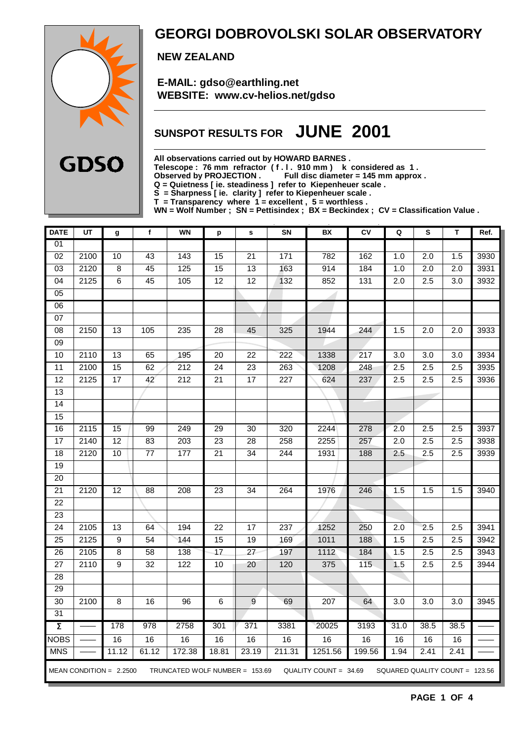# GEORGI DOBROVOLSKI SOLAR OBSERVATORY

**NEW ZEALAND**

**E-MAIL: gdso@earthling.net**
**WEBSITE: www.cv-helios.net/gdso**

GDSO

## SUNSPOT RESULTS FOR JUNE 2001

**All observations carried out by HOWARD BARNES .**
**Telescope : 76 mm refractor ( f . l . 910 mm ) k considered as 1 .**
**Observed by PROJECTION . Full disc diameter = 145 mm approx .**
**Q = Quietness [ ie. steadiness ] refer to Kiepenheuer scale .**
**S = Sharpness [ ie. clarity ] refer to Kiepenheuer scale .**
**T = Transparency where 1 = excellent , 5 = worthless .**
**WN = Wolf Number ; SN = Pettisindex ; BX = Beckindex ; CV = Classification Value .**

| DATE | UT | g | f | WN | p | s | SN | BX | CV | Q | S | T | Ref. |
|---|---|---|---|---|---|---|---|---|---|---|---|---|---|
| 01 | | | | | | | | | | | | | |
| 02 | 2100 | 10 | 43 | 143 | 15 | 21 | 171 | 782 | 162 | 1.0 | 2.0 | 1.5 | 3930 |
| 03 | 2120 | 8 | 45 | 125 | 15 | 13 | 163 | 914 | 184 | 1.0 | 2.0 | 2.0 | 3931 |
| 04 | 2125 | 6 | 45 | 105 | 12 | 12 | 132 | 852 | 131 | 2.0 | 2.5 | 3.0 | 3932 |
| 05 | | | | | | | | | | | | | |
| 06 | | | | | | | | | | | | | |
| 07 | | | | | | | | | | | | | |
| 08 | 2150 | 13 | 105 | 235 | 28 | 45 | 325 | 1944 | 244 | 1.5 | 2.0 | 2.0 | 3933 |
| 09 | | | | | | | | | | | | | |
| 10 | 2110 | 13 | 65 | 195 | 20 | 22 | 222 | 1338 | 217 | 3.0 | 3.0 | 3.0 | 3934 |
| 11 | 2100 | 15 | 62 | 212 | 24 | 23 | 263 | 1208 | 248 | 2.5 | 2.5 | 2.5 | 3935 |
| 12 | 2125 | 17 | 42 | 212 | 21 | 17 | 227 | 624 | 237 | 2.5 | 2.5 | 2.5 | 3936 |
| 13 | | | | | | | | | | | | | |
| 14 | | | | | | | | | | | | | |
| 15 | | | | | | | | | | | | | |
| 16 | 2115 | 15 | 99 | 249 | 29 | 30 | 320 | 2244 | 278 | 2.0 | 2.5 | 2.5 | 3937 |
| 17 | 2140 | 12 | 83 | 203 | 23 | 28 | 258 | 2255 | 257 | 2.0 | 2.5 | 2.5 | 3938 |
| 18 | 2120 | 10 | 77 | 177 | 21 | 34 | 244 | 1931 | 188 | 2.5 | 2.5 | 2.5 | 3939 |
| 19 | | | | | | | | | | | | | |
| 20 | | | | | | | | | | | | | |
| 21 | 2120 | 12 | 88 | 208 | 23 | 34 | 264 | 1976 | 246 | 1.5 | 1.5 | 1.5 | 3940 |
| 22 | | | | | | | | | | | | | |
| 23 | | | | | | | | | | | | | |
| 24 | 2105 | 13 | 64 | 194 | 22 | 17 | 237 | 1252 | 250 | 2.0 | 2.5 | 2.5 | 3941 |
| 25 | 2125 | 9 | 54 | 144 | 15 | 19 | 169 | 1011 | 188 | 1.5 | 2.5 | 2.5 | 3942 |
| 26 | 2105 | 8 | 58 | 138 | 17 | 27 | 197 | 1112 | 184 | 1.5 | 2.5 | 2.5 | 3943 |
| 27 | 2110 | 9 | 32 | 122 | 10 | 20 | 120 | 375 | 115 | 1.5 | 2.5 | 2.5 | 3944 |
| 28 | | | | | | | | | | | | | |
| 29 | | | | | | | | | | | | | |
| 30 | 2100 | 8 | 16 | 96 | 6 | 9 | 69 | 207 | 64 | 3.0 | 3.0 | 3.0 | 3945 |
| 31 | | | | | | | | | | | | | |
| Σ | —— | 178 | 978 | 2758 | 301 | 371 | 3381 | 20025 | 3193 | 31.0 | 38.5 | 38.5 | —— |
| NOBS | —— | 16 | 16 | 16 | 16 | 16 | 16 | 16 | 16 | 16 | 16 | 16 | —— |
| MNS | —— | 11.12 | 61.12 | 172.38 | 18.81 | 23.19 | 211.31 | 1251.56 | 199.56 | 1.94 | 2.41 | 2.41 | —— |

MEAN CONDITION = 2.2500 TRUNCATED WOLF NUMBER = 153.69 QUALITY COUNT = 34.69 SQUARED QUALITY COUNT = 123.56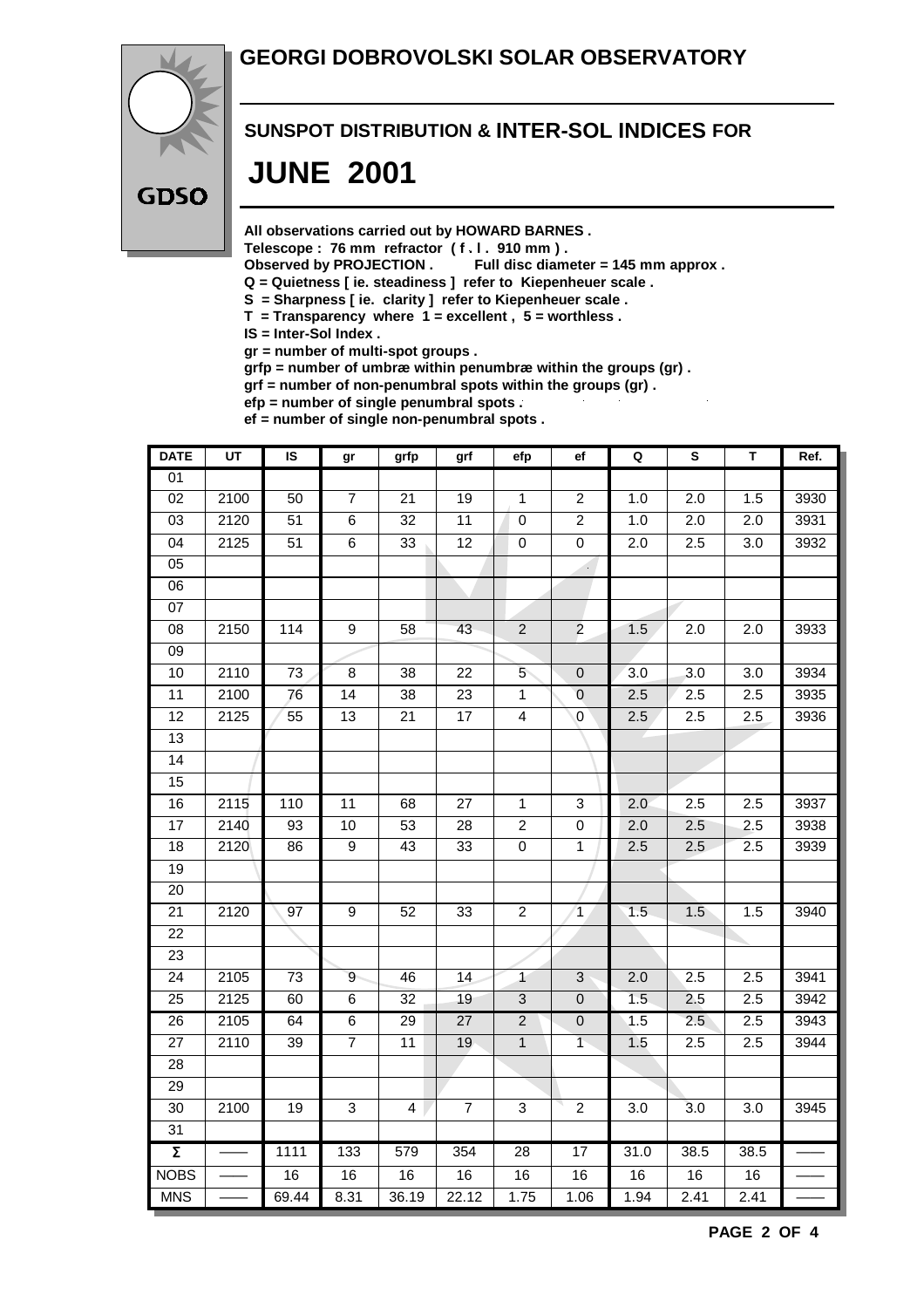# GEORGI DOBROVOLSKI SOLAR OBSERVATORY

GDSO

## SUNSPOT DISTRIBUTION & INTER-SOL INDICES FOR

# JUNE 2001

**All observations carried out by HOWARD BARNES .**
**Telescope : 76 mm refractor ( f . l . 910 mm ) .**
**Observed by PROJECTION . Full disc diameter = 145 mm approx .**
**Q = Quietness [ ie. steadiness ] refer to Kiepenheuer scale .**
**S = Sharpness [ ie. clarity ] refer to Kiepenheuer scale .**
**T = Transparency where 1 = excellent , 5 = worthless .**
**IS = Inter-Sol Index .**
**gr = number of multi-spot groups .**
**grfp = number of umbræ within penumbræ within the groups (gr) .**
**grf = number of non-penumbral spots within the groups (gr) .**
**efp = number of single penumbral spots .**
**ef = number of single non-penumbral spots .**

| DATE | UT | IS | gr | grfp | grf | efp | ef | Q | S | T | Ref. |
|---|---|---|---|---|---|---|---|---|---|---|---|
| 01 | | | | | | | | | | | |
| 02 | 2100 | 50 | 7 | 21 | 19 | 1 | 2 | 1.0 | 2.0 | 1.5 | 3930 |
| 03 | 2120 | 51 | 6 | 32 | 11 | 0 | 2 | 1.0 | 2.0 | 2.0 | 3931 |
| 04 | 2125 | 51 | 6 | 33 | 12 | 0 | 0 | 2.0 | 2.5 | 3.0 | 3932 |
| 05 | | | | | | | | | | | |
| 06 | | | | | | | | | | | |
| 07 | | | | | | | | | | | |
| 08 | 2150 | 114 | 9 | 58 | 43 | 2 | 2 | 1.5 | 2.0 | 2.0 | 3933 |
| 09 | | | | | | | | | | | |
| 10 | 2110 | 73 | 8 | 38 | 22 | 5 | 0 | 3.0 | 3.0 | 3.0 | 3934 |
| 11 | 2100 | 76 | 14 | 38 | 23 | 1 | 0 | 2.5 | 2.5 | 2.5 | 3935 |
| 12 | 2125 | 55 | 13 | 21 | 17 | 4 | 0 | 2.5 | 2.5 | 2.5 | 3936 |
| 13 | | | | | | | | | | | |
| 14 | | | | | | | | | | | |
| 15 | | | | | | | | | | | |
| 16 | 2115 | 110 | 11 | 68 | 27 | 1 | 3 | 2.0 | 2.5 | 2.5 | 3937 |
| 17 | 2140 | 93 | 10 | 53 | 28 | 2 | 0 | 2.0 | 2.5 | 2.5 | 3938 |
| 18 | 2120 | 86 | 9 | 43 | 33 | 0 | 1 | 2.5 | 2.5 | 2.5 | 3939 |
| 19 | | | | | | | | | | | |
| 20 | | | | | | | | | | | |
| 21 | 2120 | 97 | 9 | 52 | 33 | 2 | 1 | 1.5 | 1.5 | 1.5 | 3940 |
| 22 | | | | | | | | | | | |
| 23 | | | | | | | | | | | |
| 24 | 2105 | 73 | 9 | 46 | 14 | 1 | 3 | 2.0 | 2.5 | 2.5 | 3941 |
| 25 | 2125 | 60 | 6 | 32 | 19 | 3 | 0 | 1.5 | 2.5 | 2.5 | 3942 |
| 26 | 2105 | 64 | 6 | 29 | 27 | 2 | 0 | 1.5 | 2.5 | 2.5 | 3943 |
| 27 | 2110 | 39 | 7 | 11 | 19 | 1 | 1 | 1.5 | 2.5 | 2.5 | 3944 |
| 28 | | | | | | | | | | | |
| 29 | | | | | | | | | | | |
| 30 | 2100 | 19 | 3 | 4 | 7 | 3 | 2 | 3.0 | 3.0 | 3.0 | 3945 |
| 31 | | | | | | | | | | | |
| Σ | —— | 1111 | 133 | 579 | 354 | 28 | 17 | 31.0 | 38.5 | 38.5 | —— |
| NOBS | —— | 16 | 16 | 16 | 16 | 16 | 16 | 16 | 16 | 16 | —— |
| MNS | —— | 69.44 | 8.31 | 36.19 | 22.12 | 1.75 | 1.06 | 1.94 | 2.41 | 2.41 | —— |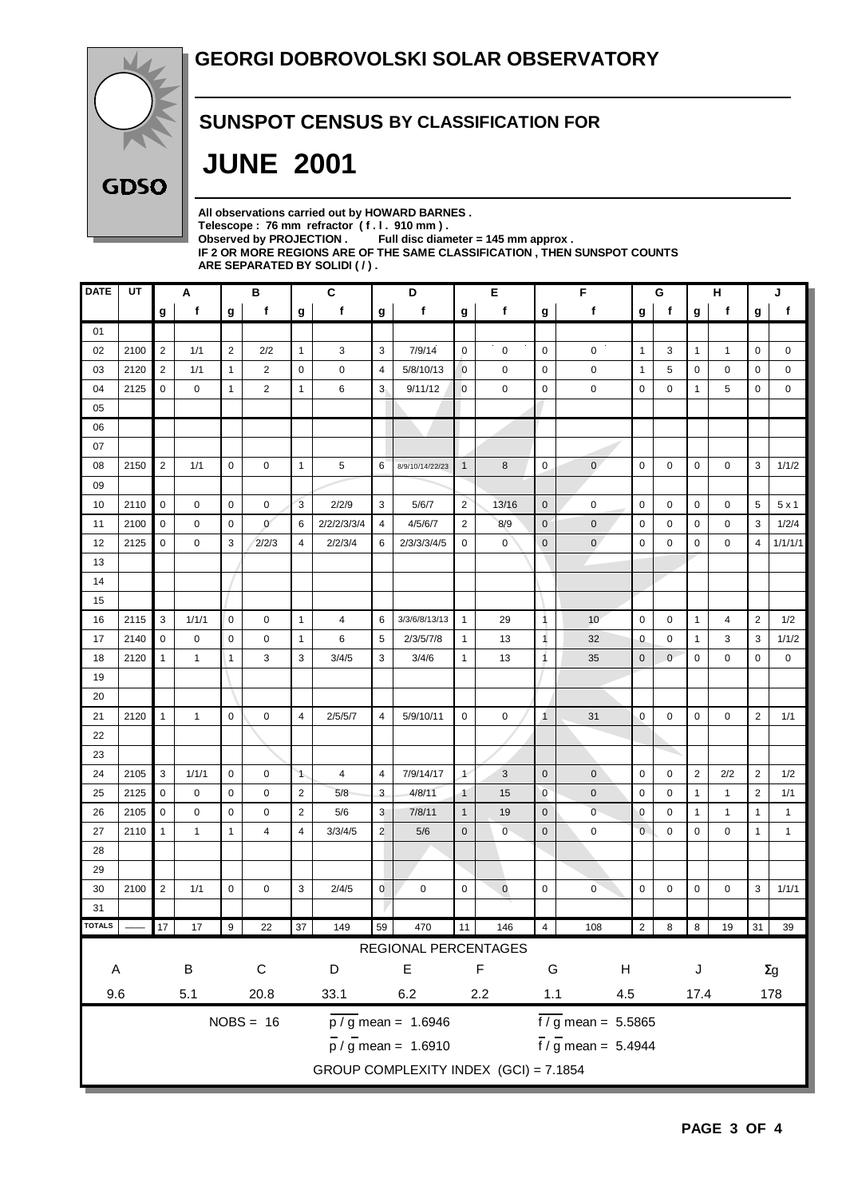# GEORGI DOBROVOLSKI SOLAR OBSERVATORY

GDSO

## SUNSPOT CENSUS BY CLASSIFICATION FOR

# JUNE 2001

**All observations carried out by HOWARD BARNES .**
**Telescope : 76 mm refractor ( f . l . 910 mm ) .**
**Observed by PROJECTION . Full disc diameter = 145 mm approx .**
**IF 2 OR MORE REGIONS ARE OF THE SAME CLASSIFICATION , THEN SUNSPOT COUNTS ARE SEPARATED BY SOLIDI ( / ) .**

| DATE | UT | A | | B | | C | | D | | E | | F | | G | | H | | J | |
|---|---|---|---|---|---|---|---|---|---|---|---|---|---|---|---|---|---|---|---|
| | | g | f | g | f | g | f | g | f | g | f | g | f | g | f | g | f | g | f |
| 01 | | | | | | | | | | | | | | | | | | | |
| 02 | 2100 | 2 | 1/1 | 2 | 2/2 | 1 | 3 | 3 | 7/9/14 | 0 | 0 | 0 | 0 | 1 | 3 | 1 | 1 | 0 | 0 |
| 03 | 2120 | 2 | 1/1 | 1 | 2 | 0 | 0 | 4 | 5/8/10/13 | 0 | 0 | 0 | 0 | 1 | 5 | 0 | 0 | 0 | 0 |
| 04 | 2125 | 0 | 0 | 1 | 2 | 1 | 6 | 3 | 9/11/12 | 0 | 0 | 0 | 0 | 0 | 0 | 1 | 5 | 0 | 0 |
| 05 | | | | | | | | | | | | | | | | | | | |
| 06 | | | | | | | | | | | | | | | | | | | |
| 07 | | | | | | | | | | | | | | | | | | | |
| 08 | 2150 | 2 | 1/1 | 0 | 0 | 1 | 5 | 6 | 8/9/10/14/22/23 | 1 | 8 | 0 | 0 | 0 | 0 | 0 | 0 | 3 | 1/1/2 |
| 09 | | | | | | | | | | | | | | | | | | | |
| 10 | 2110 | 0 | 0 | 0 | 0 | 3 | 2/2/9 | 3 | 5/6/7 | 2 | 13/16 | 0 | 0 | 0 | 0 | 0 | 0 | 5 | 5 x 1 |
| 11 | 2100 | 0 | 0 | 0 | 0 | 6 | 2/2/2/3/3/4 | 4 | 4/5/6/7 | 2 | 8/9 | 0 | 0 | 0 | 0 | 0 | 0 | 3 | 1/2/4 |
| 12 | 2125 | 0 | 0 | 3 | 2/2/3 | 4 | 2/2/3/4 | 6 | 2/3/3/3/4/5 | 0 | 0 | 0 | 0 | 0 | 0 | 0 | 0 | 4 | 1/1/1/1 |
| 13 | | | | | | | | | | | | | | | | | | | |
| 14 | | | | | | | | | | | | | | | | | | | |
| 15 | | | | | | | | | | | | | | | | | | | |
| 16 | 2115 | 3 | 1/1/1 | 0 | 0 | 1 | 4 | 6 | 3/3/6/8/13/13 | 1 | 29 | 1 | 10 | 0 | 0 | 1 | 4 | 2 | 1/2 |
| 17 | 2140 | 0 | 0 | 0 | 0 | 1 | 6 | 5 | 2/3/5/7/8 | 1 | 13 | 1 | 32 | 0 | 0 | 1 | 3 | 3 | 1/1/2 |
| 18 | 2120 | 1 | 1 | 1 | 3 | 3 | 3/4/5 | 3 | 3/4/6 | 1 | 13 | 1 | 35 | 0 | 0 | 0 | 0 | 0 | 0 |
| 19 | | | | | | | | | | | | | | | | | | | |
| 20 | | | | | | | | | | | | | | | | | | | |
| 21 | 2120 | 1 | 1 | 0 | 0 | 4 | 2/5/5/7 | 4 | 5/9/10/11 | 0 | 0 | 1 | 31 | 0 | 0 | 0 | 0 | 2 | 1/1 |
| 22 | | | | | | | | | | | | | | | | | | | |
| 23 | | | | | | | | | | | | | | | | | | | |
| 24 | 2105 | 3 | 1/1/1 | 0 | 0 | 1 | 4 | 4 | 7/9/14/17 | 1 | 3 | 0 | 0 | 0 | 0 | 2 | 2/2 | 2 | 1/2 |
| 25 | 2125 | 0 | 0 | 0 | 0 | 2 | 5/8 | 3 | 4/8/11 | 1 | 15 | 0 | 0 | 0 | 0 | 1 | 1 | 2 | 1/1 |
| 26 | 2105 | 0 | 0 | 0 | 0 | 2 | 5/6 | 3 | 7/8/11 | 1 | 19 | 0 | 0 | 0 | 0 | 1 | 1 | 1 | 1 |
| 27 | 2110 | 1 | 1 | 1 | 4 | 4 | 3/3/4/5 | 2 | 5/6 | 0 | 0 | 0 | 0 | 0 | 0 | 0 | 0 | 1 | 1 |
| 28 | | | | | | | | | | | | | | | | | | | |
| 29 | | | | | | | | | | | | | | | | | | | |
| 30 | 2100 | 2 | 1/1 | 0 | 0 | 3 | 2/4/5 | 0 | 0 | 0 | 0 | 0 | 0 | 0 | 0 | 0 | 0 | 3 | 1/1/1 |
| 31 | | | | | | | | | | | | | | | | | | | |
| TOTALS | —— | 17 | 17 | 9 | 22 | 37 | 149 | 59 | 470 | 11 | 146 | 4 | 108 | 2 | 8 | 8 | 19 | 31 | 39 |

REGIONAL PERCENTAGES

| A | B | C | D | E | F | G | H | J | Σg |
|---|---|---|---|---|---|---|---|---|---|
| 9.6 | 5.1 | 20.8 | 33.1 | 6.2 | 2.2 | 1.1 | 4.5 | 17.4 | 178 |

NOBS = 16

$\overline{p} / \overline{g}$ mean = 1.6946

$\overline{f} / \overline{g}$ mean = 5.5865

$\overline{p} / \overline{g}$ mean = 1.6910

$\overline{f} / \overline{g}$ mean = 5.4944

GROUP COMPLEXITY INDEX (GCI) = 7.1854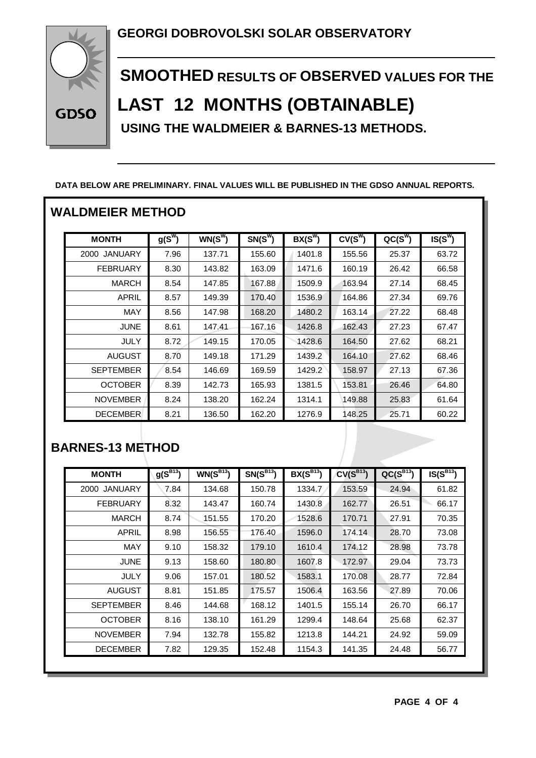GDSO

## GEORGI DOBROVOLSKI SOLAR OBSERVATORY

# SMOOTHED RESULTS OF OBSERVED VALUES FOR THE LAST 12 MONTHS (OBTAINABLE)

### USING THE WALDMEIER & BARNES-13 METHODS.

**DATA BELOW ARE PRELIMINARY. FINAL VALUES WILL BE PUBLISHED IN THE GDSO ANNUAL REPORTS.**

## WALDMEIER METHOD

| MONTH | $g(S^W)$ | $WN(S^W)$ | $SN(S^W)$ | $BX(S^W)$ | $CV(S^W)$ | $QC(S^W)$ | $IS(S^W)$ |
|---|---|---|---|---|---|---|---|
| 2000 JANUARY | 7.96 | 137.71 | 155.60 | 1401.8 | 155.56 | 25.37 | 63.72 |
| FEBRUARY | 8.30 | 143.82 | 163.09 | 1471.6 | 160.19 | 26.42 | 66.58 |
| MARCH | 8.54 | 147.85 | 167.88 | 1509.9 | 163.94 | 27.14 | 68.45 |
| APRIL | 8.57 | 149.39 | 170.40 | 1536.9 | 164.86 | 27.34 | 69.76 |
| MAY | 8.56 | 147.98 | 168.20 | 1480.2 | 163.14 | 27.22 | 68.48 |
| JUNE | 8.61 | 147.41 | 167.16 | 1426.8 | 162.43 | 27.23 | 67.47 |
| JULY | 8.72 | 149.15 | 170.05 | 1428.6 | 164.50 | 27.62 | 68.21 |
| AUGUST | 8.70 | 149.18 | 171.29 | 1439.2 | 164.10 | 27.62 | 68.46 |
| SEPTEMBER | 8.54 | 146.69 | 169.59 | 1429.2 | 158.97 | 27.13 | 67.36 |
| OCTOBER | 8.39 | 142.73 | 165.93 | 1381.5 | 153.81 | 26.46 | 64.80 |
| NOVEMBER | 8.24 | 138.20 | 162.24 | 1314.1 | 149.88 | 25.83 | 61.64 |
| DECEMBER | 8.21 | 136.50 | 162.20 | 1276.9 | 148.25 | 25.71 | 60.22 |

## BARNES-13 METHOD

| MONTH | $g(S^{B13})$ | $WN(S^{B13})$ | $SN(S^{B13})$ | $BX(S^{B13})$ | $CV(S^{B13})$ | $QC(S^{B13})$ | $IS(S^{B13})$ |
|---|---|---|---|---|---|---|---|
| 2000 JANUARY | 7.84 | 134.68 | 150.78 | 1334.7 | 153.59 | 24.94 | 61.82 |
| FEBRUARY | 8.32 | 143.47 | 160.74 | 1430.8 | 162.77 | 26.51 | 66.17 |
| MARCH | 8.74 | 151.55 | 170.20 | 1528.6 | 170.71 | 27.91 | 70.35 |
| APRIL | 8.98 | 156.55 | 176.40 | 1596.0 | 174.14 | 28.70 | 73.08 |
| MAY | 9.10 | 158.32 | 179.10 | 1610.4 | 174.12 | 28.98 | 73.78 |
| JUNE | 9.13 | 158.60 | 180.80 | 1607.8 | 172.97 | 29.04 | 73.73 |
| JULY | 9.06 | 157.01 | 180.52 | 1583.1 | 170.08 | 28.77 | 72.84 |
| AUGUST | 8.81 | 151.85 | 175.57 | 1506.4 | 163.56 | 27.89 | 70.06 |
| SEPTEMBER | 8.46 | 144.68 | 168.12 | 1401.5 | 155.14 | 26.70 | 66.17 |
| OCTOBER | 8.16 | 138.10 | 161.29 | 1299.4 | 148.64 | 25.68 | 62.37 |
| NOVEMBER | 7.94 | 132.78 | 155.82 | 1213.8 | 144.21 | 24.92 | 59.09 |
| DECEMBER | 7.82 | 129.35 | 152.48 | 1154.3 | 141.35 | 24.48 | 56.77 |